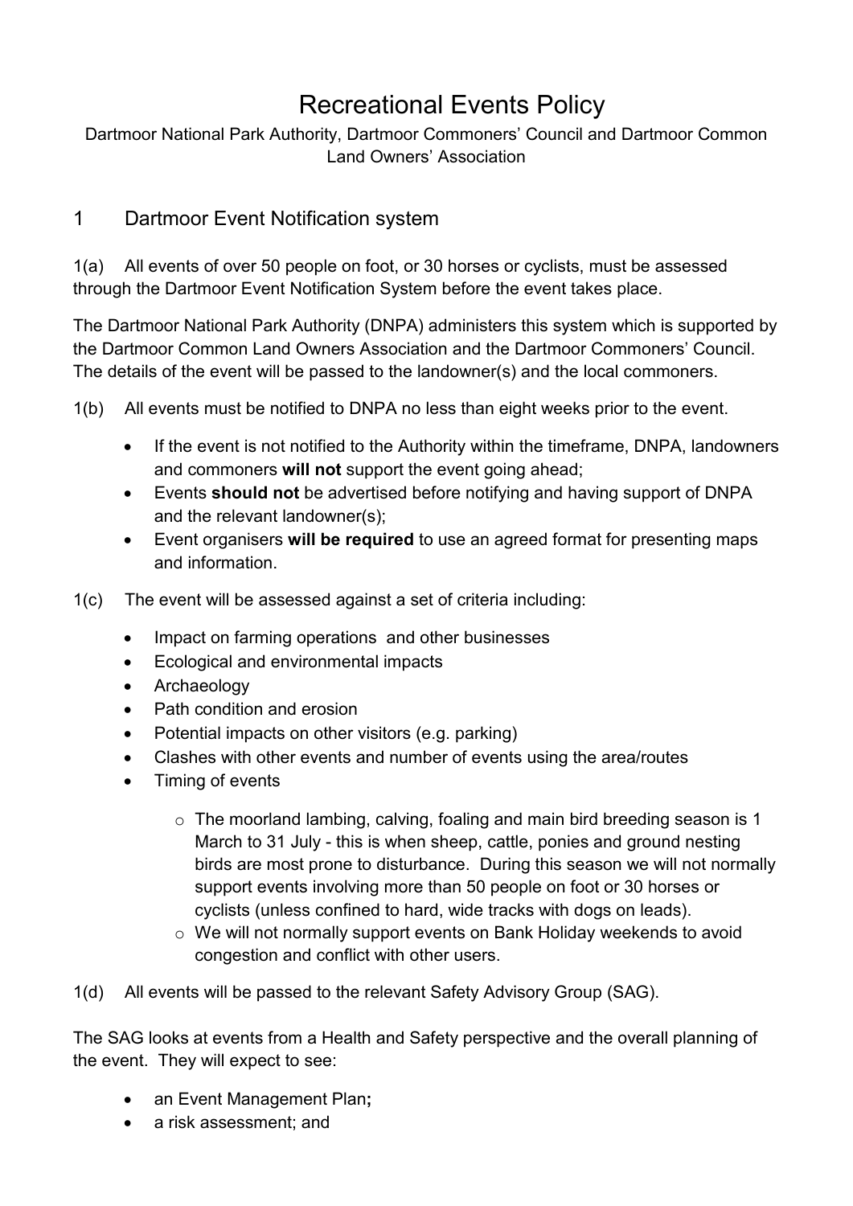# Recreational Events Policy

Dartmoor National Park Authority, Dartmoor Commoners' Council and Dartmoor Common Land Owners' Association

## 1 Dartmoor Event Notification system

1(a) All events of over 50 people on foot, or 30 horses or cyclists, must be assessed through the Dartmoor Event Notification System before the event takes place.

The Dartmoor National Park Authority (DNPA) administers this system which is supported by the Dartmoor Common Land Owners Association and the Dartmoor Commoners' Council. The details of the event will be passed to the landowner(s) and the local commoners.

1(b) All events must be notified to DNPA no less than eight weeks prior to the event.

- If the event is not notified to the Authority within the timeframe, DNPA, landowners and commoners **will not** support the event going ahead;
- Events **should not** be advertised before notifying and having support of DNPA and the relevant landowner(s);
- Event organisers **will be required** to use an agreed format for presenting maps and information.

1(c) The event will be assessed against a set of criteria including:

- Impact on farming operations and other businesses
- Ecological and environmental impacts
- Archaeology
- Path condition and erosion
- Potential impacts on other visitors (e.g. parking)
- Clashes with other events and number of events using the area/routes
- Timing of events
  - The moorland lambing, calving, foaling and main bird breeding season is 1 March to 31 July - this is when sheep, cattle, ponies and ground nesting birds are most prone to disturbance. During this season we will not normally support events involving more than 50 people on foot or 30 horses or cyclists (unless confined to hard, wide tracks with dogs on leads).
  - We will not normally support events on Bank Holiday weekends to avoid congestion and conflict with other users.

1(d) All events will be passed to the relevant Safety Advisory Group (SAG).

The SAG looks at events from a Health and Safety perspective and the overall planning of the event. They will expect to see:

- an Event Management Plan**;**
- a risk assessment; and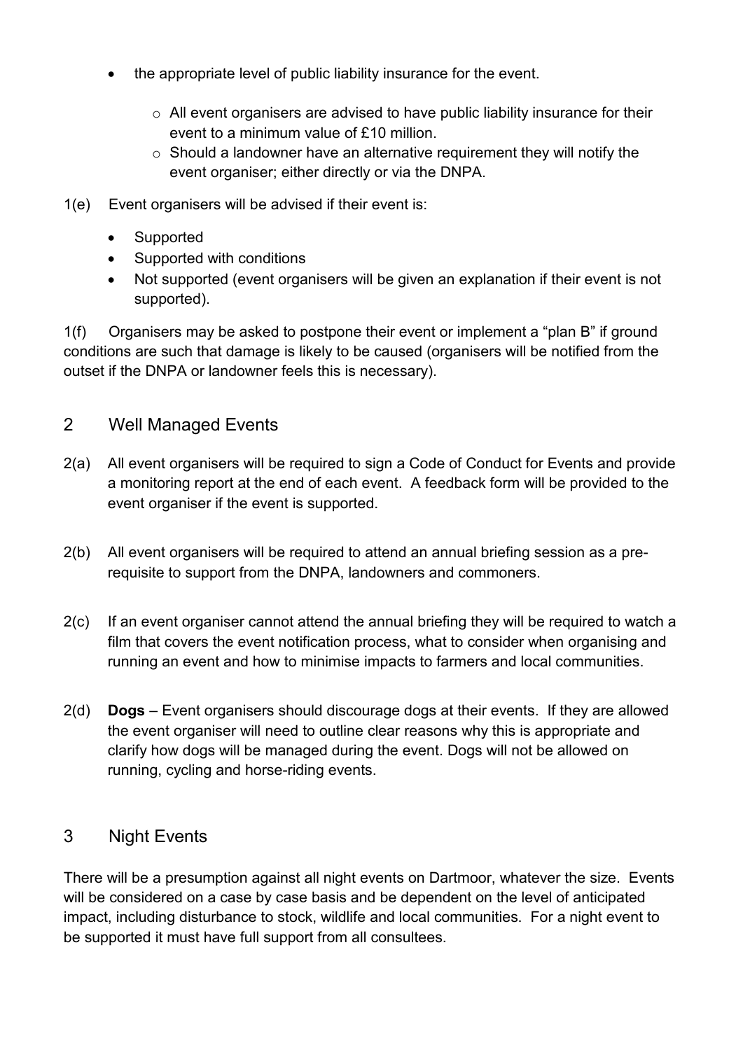- the appropriate level of public liability insurance for the event.
    - All event organisers are advised to have public liability insurance for their event to a minimum value of £10 million.
    - Should a landowner have an alternative requirement they will notify the event organiser; either directly or via the DNPA.

1(e) Event organisers will be advised if their event is:

- Supported
- Supported with conditions
- Not supported (event organisers will be given an explanation if their event is not supported).

1(f) Organisers may be asked to postpone their event or implement a "plan B" if ground conditions are such that damage is likely to be caused (organisers will be notified from the outset if the DNPA or landowner feels this is necessary).

## 2 Well Managed Events

2(a) All event organisers will be required to sign a Code of Conduct for Events and provide a monitoring report at the end of each event. A feedback form will be provided to the event organiser if the event is supported.

2(b) All event organisers will be required to attend an annual briefing session as a pre-requisite to support from the DNPA, landowners and commoners.

2(c) If an event organiser cannot attend the annual briefing they will be required to watch a film that covers the event notification process, what to consider when organising and running an event and how to minimise impacts to farmers and local communities.

2(d) **Dogs** – Event organisers should discourage dogs at their events. If they are allowed the event organiser will need to outline clear reasons why this is appropriate and clarify how dogs will be managed during the event. Dogs will not be allowed on running, cycling and horse-riding events.

## 3 Night Events

There will be a presumption against all night events on Dartmoor, whatever the size. Events will be considered on a case by case basis and be dependent on the level of anticipated impact, including disturbance to stock, wildlife and local communities. For a night event to be supported it must have full support from all consultees.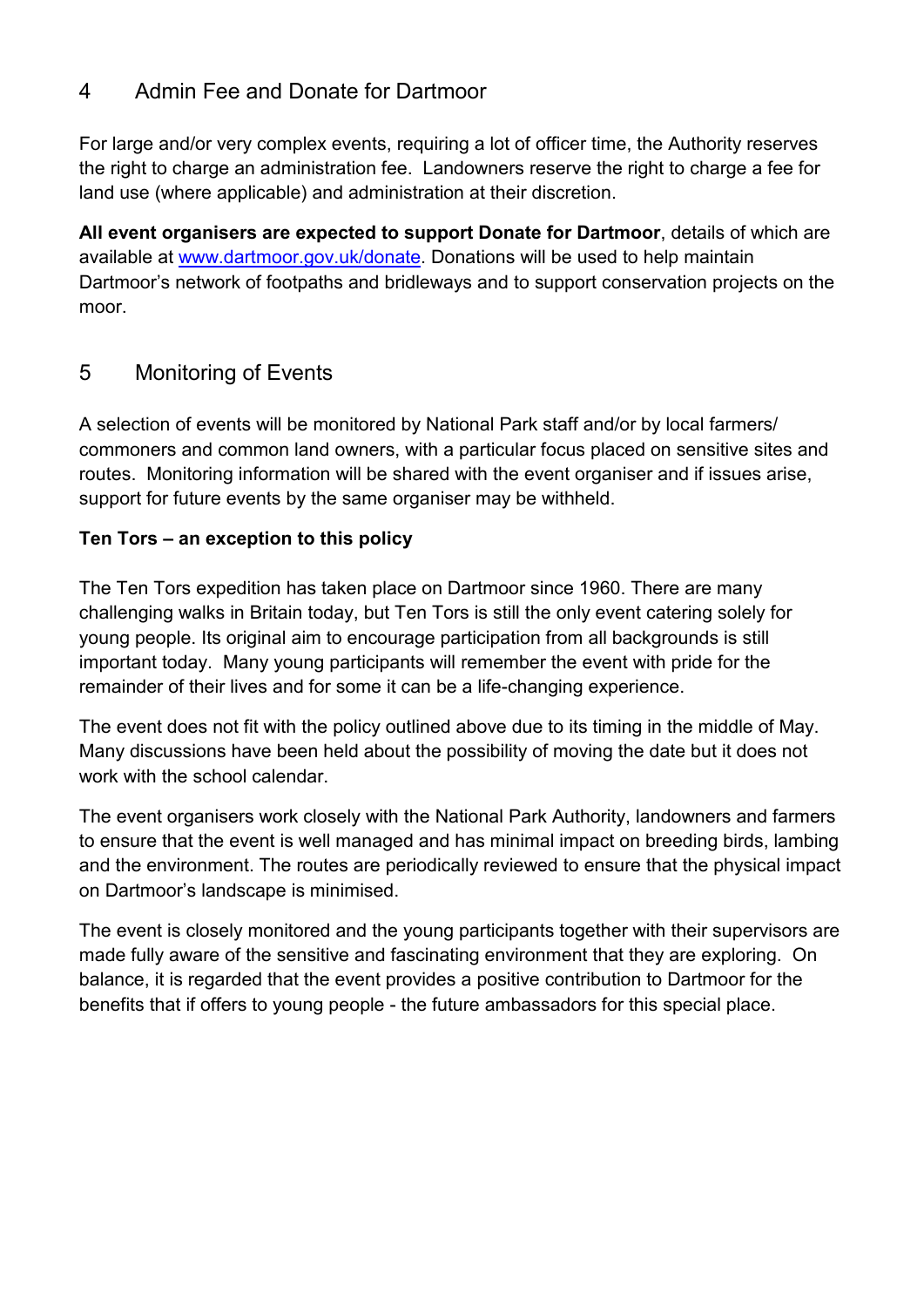## 4 Admin Fee and Donate for Dartmoor

For large and/or very complex events, requiring a lot of officer time, the Authority reserves the right to charge an administration fee. Landowners reserve the right to charge a fee for land use (where applicable) and administration at their discretion.

**All event organisers are expected to support Donate for Dartmoor**, details of which are available at [www.dartmoor.gov.uk/donate](www.dartmoor.gov.uk/donate). Donations will be used to help maintain Dartmoor's network of footpaths and bridleways and to support conservation projects on the moor.

## 5 Monitoring of Events

A selection of events will be monitored by National Park staff and/or by local farmers/ commoners and common land owners, with a particular focus placed on sensitive sites and routes. Monitoring information will be shared with the event organiser and if issues arise, support for future events by the same organiser may be withheld.

**Ten Tors – an exception to this policy**

The Ten Tors expedition has taken place on Dartmoor since 1960. There are many challenging walks in Britain today, but Ten Tors is still the only event catering solely for young people. Its original aim to encourage participation from all backgrounds is still important today. Many young participants will remember the event with pride for the remainder of their lives and for some it can be a life-changing experience.

The event does not fit with the policy outlined above due to its timing in the middle of May. Many discussions have been held about the possibility of moving the date but it does not work with the school calendar.

The event organisers work closely with the National Park Authority, landowners and farmers to ensure that the event is well managed and has minimal impact on breeding birds, lambing and the environment. The routes are periodically reviewed to ensure that the physical impact on Dartmoor's landscape is minimised.

The event is closely monitored and the young participants together with their supervisors are made fully aware of the sensitive and fascinating environment that they are exploring. On balance, it is regarded that the event provides a positive contribution to Dartmoor for the benefits that if offers to young people - the future ambassadors for this special place.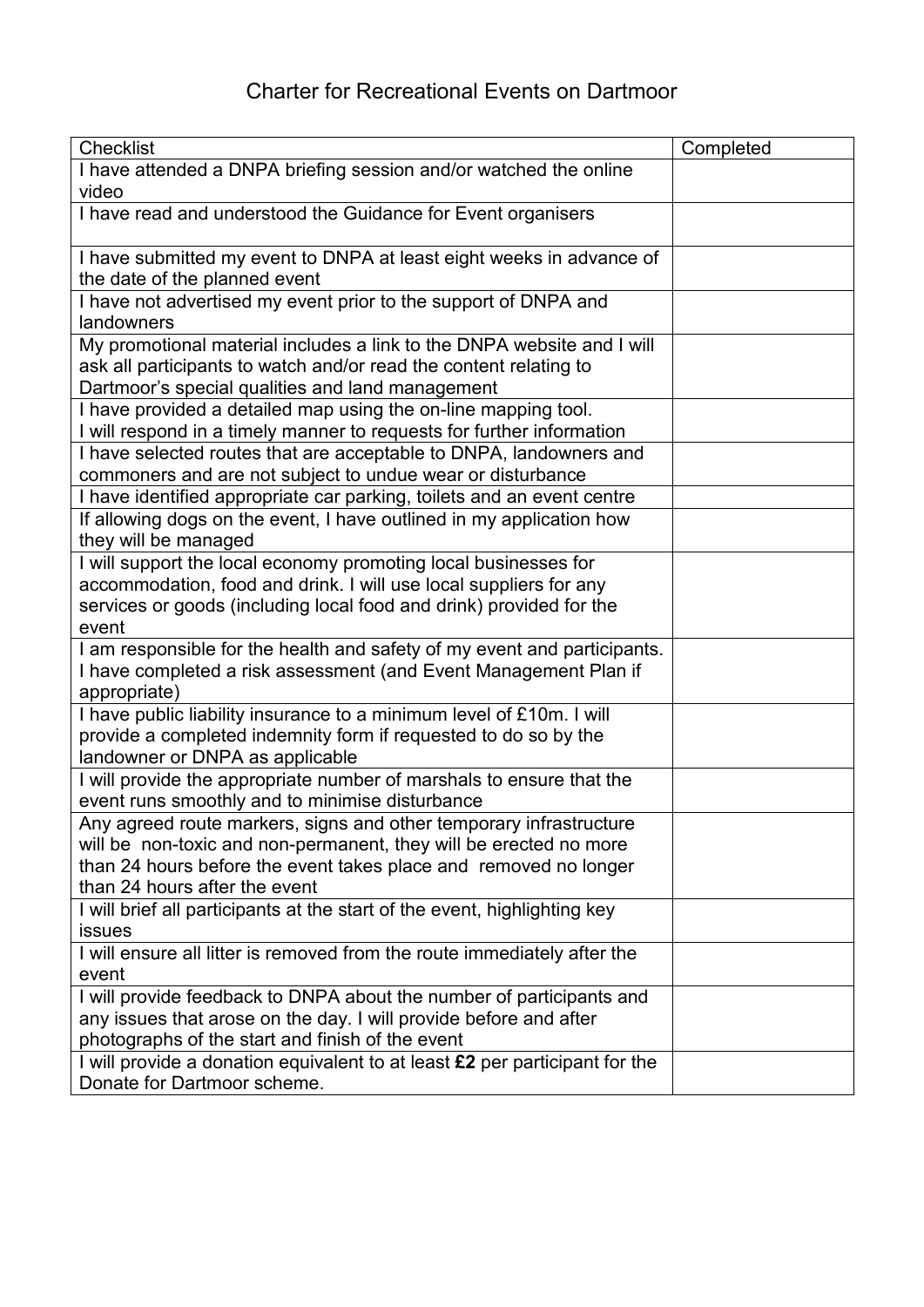# Charter for Recreational Events on Dartmoor

| Checklist | Completed |
|---|---|
| I have attended a DNPA briefing session and/or watched the online video | |
| I have read and understood the Guidance for Event organisers | |
| I have submitted my event to DNPA at least eight weeks in advance of the date of the planned event | |
| I have not advertised my event prior to the support of DNPA and landowners | |
| My promotional material includes a link to the DNPA website and I will ask all participants to watch and/or read the content relating to Dartmoor's special qualities and land management | |
| I have provided a detailed map using the on-line mapping tool. I will respond in a timely manner to requests for further information | |
| I have selected routes that are acceptable to DNPA, landowners and commoners and are not subject to undue wear or disturbance | |
| I have identified appropriate car parking, toilets and an event centre | |
| If allowing dogs on the event, I have outlined in my application how they will be managed | |
| I will support the local economy promoting local businesses for accommodation, food and drink. I will use local suppliers for any services or goods (including local food and drink) provided for the event | |
| I am responsible for the health and safety of my event and participants. I have completed a risk assessment (and Event Management Plan if appropriate) | |
| I have public liability insurance to a minimum level of £10m. I will provide a completed indemnity form if requested to do so by the landowner or DNPA as applicable | |
| I will provide the appropriate number of marshals to ensure that the event runs smoothly and to minimise disturbance | |
| Any agreed route markers, signs and other temporary infrastructure will be non-toxic and non-permanent, they will be erected no more than 24 hours before the event takes place and removed no longer than 24 hours after the event | |
| I will brief all participants at the start of the event, highlighting key issues | |
| I will ensure all litter is removed from the route immediately after the event | |
| I will provide feedback to DNPA about the number of participants and any issues that arose on the day. I will provide before and after photographs of the start and finish of the event | |
| I will provide a donation equivalent to at least **£2** per participant for the Donate for Dartmoor scheme. | |